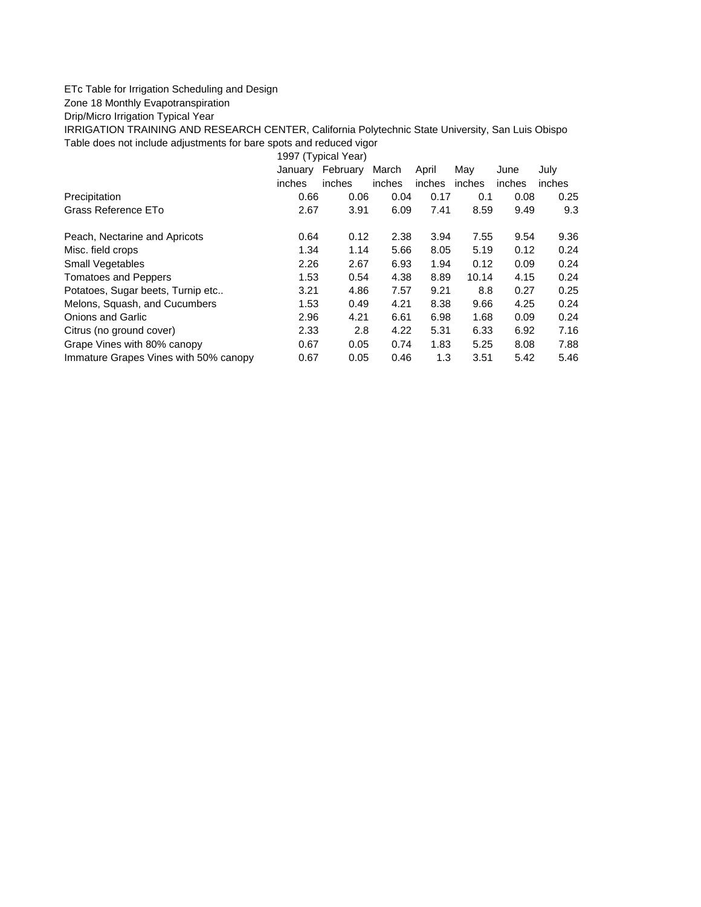ETc Table for Irrigation Scheduling and Design

Zone 18 Monthly Evapotranspiration

Drip/Micro Irrigation Typical Year

IRRIGATION TRAINING AND RESEARCH CENTER, California Polytechnic State University, San Luis Obispo

Table does not include adjustments for bare spots and reduced vigor

| | 1997 (Typical Year) | | | | | | |
|---|---|---|---|---|---|---|---|
| | January | February | March | April | May | June | July |
| | inches | inches | inches | inches | inches | inches | inches |
| Precipitation | 0.66 | 0.06 | 0.04 | 0.17 | 0.1 | 0.08 | 0.25 |
| Grass Reference ETo | 2.67 | 3.91 | 6.09 | 7.41 | 8.59 | 9.49 | 9.3 |
| | | | | | | | |
| Peach, Nectarine and Apricots | 0.64 | 0.12 | 2.38 | 3.94 | 7.55 | 9.54 | 9.36 |
| Misc. field crops | 1.34 | 1.14 | 5.66 | 8.05 | 5.19 | 0.12 | 0.24 |
| Small Vegetables | 2.26 | 2.67 | 6.93 | 1.94 | 0.12 | 0.09 | 0.24 |
| Tomatoes and Peppers | 1.53 | 0.54 | 4.38 | 8.89 | 10.14 | 4.15 | 0.24 |
| Potatoes, Sugar beets, Turnip etc.. | 3.21 | 4.86 | 7.57 | 9.21 | 8.8 | 0.27 | 0.25 |
| Melons, Squash, and Cucumbers | 1.53 | 0.49 | 4.21 | 8.38 | 9.66 | 4.25 | 0.24 |
| Onions and Garlic | 2.96 | 4.21 | 6.61 | 6.98 | 1.68 | 0.09 | 0.24 |
| Citrus (no ground cover) | 2.33 | 2.8 | 4.22 | 5.31 | 6.33 | 6.92 | 7.16 |
| Grape Vines with 80% canopy | 0.67 | 0.05 | 0.74 | 1.83 | 5.25 | 8.08 | 7.88 |
| Immature Grapes Vines with 50% canopy | 0.67 | 0.05 | 0.46 | 1.3 | 3.51 | 5.42 | 5.46 |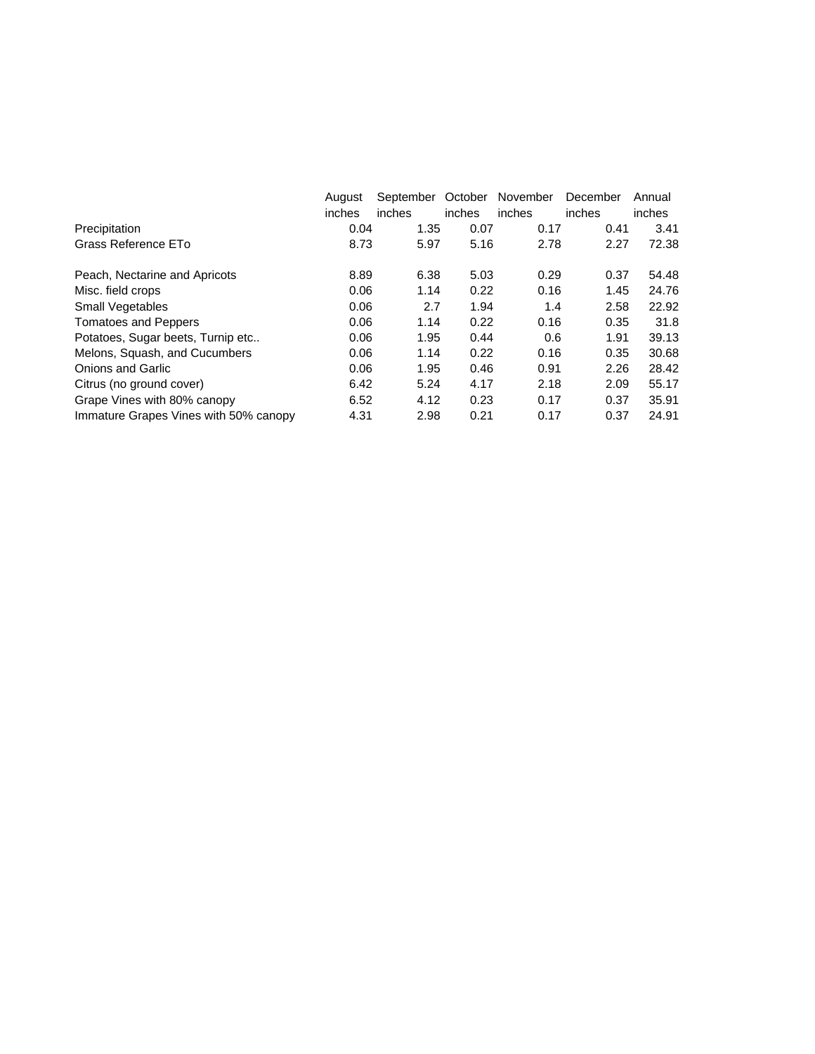| | August inches | September inches | October inches | November inches | December inches | Annual inches |
|---|---|---|---|---|---|---|
| Precipitation | 0.04 | 1.35 | 0.07 | 0.17 | 0.41 | 3.41 |
| Grass Reference ETo | 8.73 | 5.97 | 5.16 | 2.78 | 2.27 | 72.38 |
| | | | | | | |
| Peach, Nectarine and Apricots | 8.89 | 6.38 | 5.03 | 0.29 | 0.37 | 54.48 |
| Misc. field crops | 0.06 | 1.14 | 0.22 | 0.16 | 1.45 | 24.76 |
| Small Vegetables | 0.06 | 2.7 | 1.94 | 1.4 | 2.58 | 22.92 |
| Tomatoes and Peppers | 0.06 | 1.14 | 0.22 | 0.16 | 0.35 | 31.8 |
| Potatoes, Sugar beets, Turnip etc.. | 0.06 | 1.95 | 0.44 | 0.6 | 1.91 | 39.13 |
| Melons, Squash, and Cucumbers | 0.06 | 1.14 | 0.22 | 0.16 | 0.35 | 30.68 |
| Onions and Garlic | 0.06 | 1.95 | 0.46 | 0.91 | 2.26 | 28.42 |
| Citrus (no ground cover) | 6.42 | 5.24 | 4.17 | 2.18 | 2.09 | 55.17 |
| Grape Vines with 80% canopy | 6.52 | 4.12 | 0.23 | 0.17 | 0.37 | 35.91 |
| Immature Grapes Vines with 50% canopy | 4.31 | 2.98 | 0.21 | 0.17 | 0.37 | 24.91 |